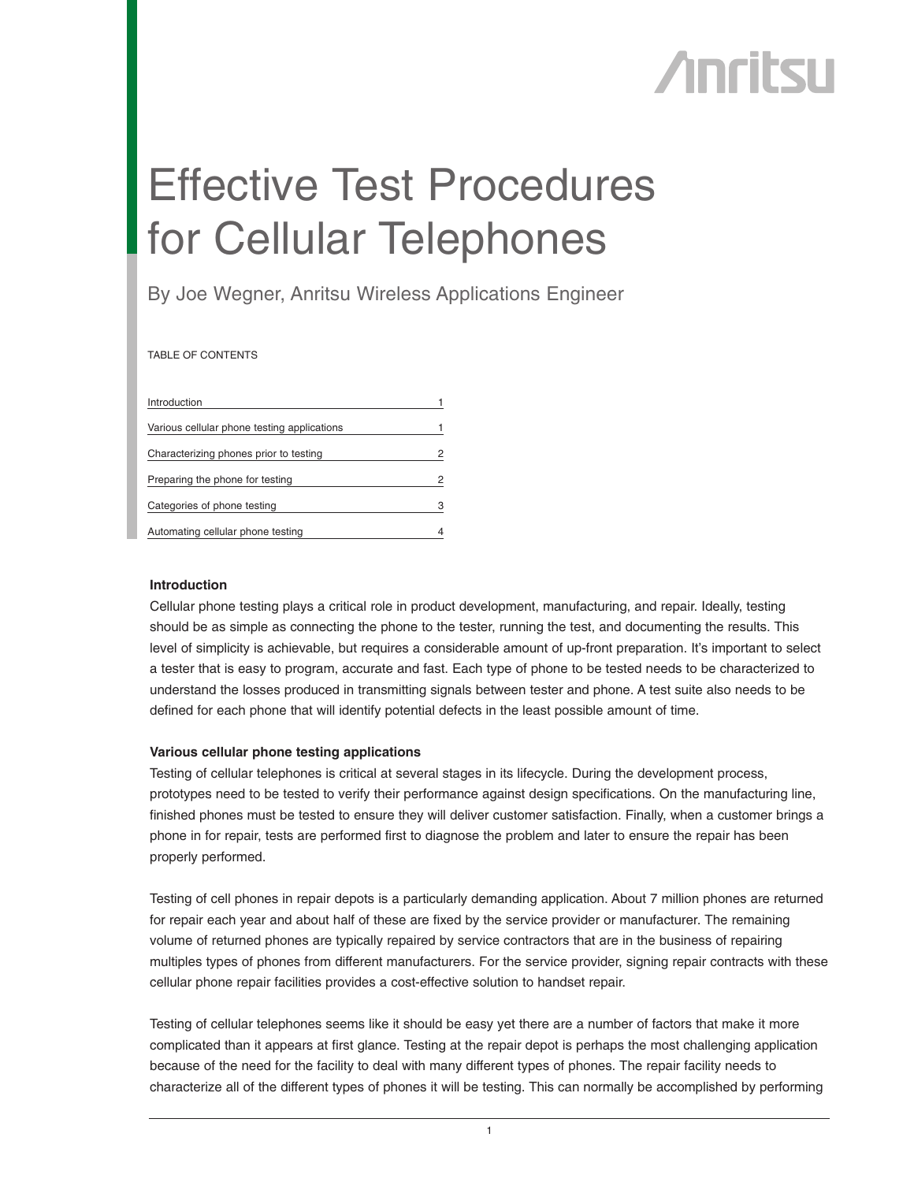Anritsu

# Effective Test Procedures for Cellular Telephones

By Joe Wegner, Anritsu Wireless Applications Engineer

TABLE OF CONTENTS

| | |
|---|---|
| Introduction | 1 |
| Various cellular phone testing applications | 1 |
| Characterizing phones prior to testing | 2 |
| Preparing the phone for testing | 2 |
| Categories of phone testing | 3 |
| Automating cellular phone testing | 4 |

**Introduction**

Cellular phone testing plays a critical role in product development, manufacturing, and repair. Ideally, testing should be as simple as connecting the phone to the tester, running the test, and documenting the results. This level of simplicity is achievable, but requires a considerable amount of up-front preparation. It's important to select a tester that is easy to program, accurate and fast. Each type of phone to be tested needs to be characterized to understand the losses produced in transmitting signals between tester and phone. A test suite also needs to be defined for each phone that will identify potential defects in the least possible amount of time.

**Various cellular phone testing applications**

Testing of cellular telephones is critical at several stages in its lifecycle. During the development process, prototypes need to be tested to verify their performance against design specifications. On the manufacturing line, finished phones must be tested to ensure they will deliver customer satisfaction. Finally, when a customer brings a phone in for repair, tests are performed first to diagnose the problem and later to ensure the repair has been properly performed.

Testing of cell phones in repair depots is a particularly demanding application. About 7 million phones are returned for repair each year and about half of these are fixed by the service provider or manufacturer. The remaining volume of returned phones are typically repaired by service contractors that are in the business of repairing multiples types of phones from different manufacturers. For the service provider, signing repair contracts with these cellular phone repair facilities provides a cost-effective solution to handset repair.

Testing of cellular telephones seems like it should be easy yet there are a number of factors that make it more complicated than it appears at first glance. Testing at the repair depot is perhaps the most challenging application because of the need for the facility to deal with many different types of phones. The repair facility needs to characterize all of the different types of phones it will be testing. This can normally be accomplished by performing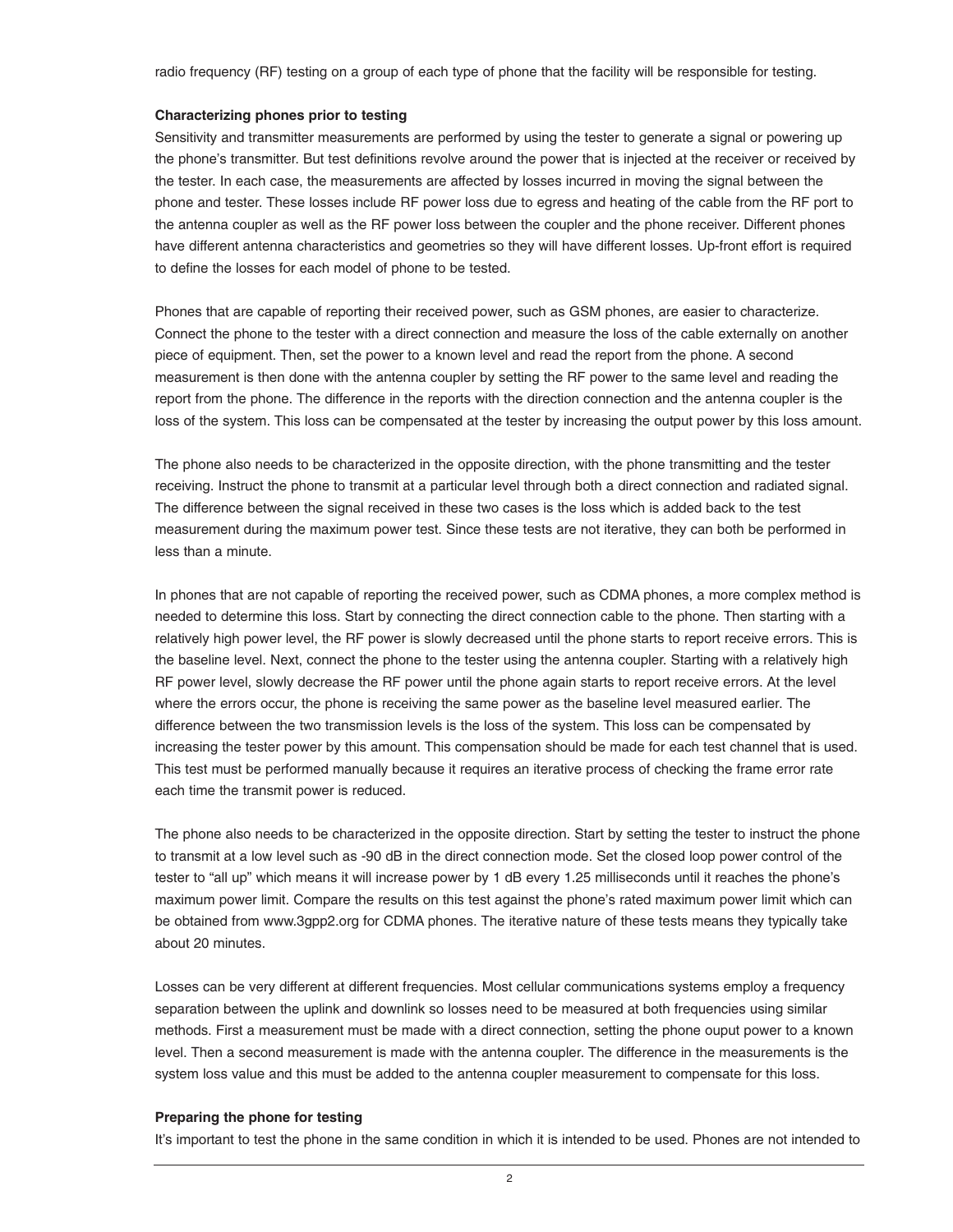radio frequency (RF) testing on a group of each type of phone that the facility will be responsible for testing.

**Characterizing phones prior to testing**

Sensitivity and transmitter measurements are performed by using the tester to generate a signal or powering up the phone's transmitter. But test definitions revolve around the power that is injected at the receiver or received by the tester. In each case, the measurements are affected by losses incurred in moving the signal between the phone and tester. These losses include RF power loss due to egress and heating of the cable from the RF port to the antenna coupler as well as the RF power loss between the coupler and the phone receiver. Different phones have different antenna characteristics and geometries so they will have different losses. Up-front effort is required to define the losses for each model of phone to be tested.

Phones that are capable of reporting their received power, such as GSM phones, are easier to characterize. Connect the phone to the tester with a direct connection and measure the loss of the cable externally on another piece of equipment. Then, set the power to a known level and read the report from the phone. A second measurement is then done with the antenna coupler by setting the RF power to the same level and reading the report from the phone. The difference in the reports with the direction connection and the antenna coupler is the loss of the system. This loss can be compensated at the tester by increasing the output power by this loss amount.

The phone also needs to be characterized in the opposite direction, with the phone transmitting and the tester receiving. Instruct the phone to transmit at a particular level through both a direct connection and radiated signal. The difference between the signal received in these two cases is the loss which is added back to the test measurement during the maximum power test. Since these tests are not iterative, they can both be performed in less than a minute.

In phones that are not capable of reporting the received power, such as CDMA phones, a more complex method is needed to determine this loss. Start by connecting the direct connection cable to the phone. Then starting with a relatively high power level, the RF power is slowly decreased until the phone starts to report receive errors. This is the baseline level. Next, connect the phone to the tester using the antenna coupler. Starting with a relatively high RF power level, slowly decrease the RF power until the phone again starts to report receive errors. At the level where the errors occur, the phone is receiving the same power as the baseline level measured earlier. The difference between the two transmission levels is the loss of the system. This loss can be compensated by increasing the tester power by this amount. This compensation should be made for each test channel that is used. This test must be performed manually because it requires an iterative process of checking the frame error rate each time the transmit power is reduced.

The phone also needs to be characterized in the opposite direction. Start by setting the tester to instruct the phone to transmit at a low level such as -90 dB in the direct connection mode. Set the closed loop power control of the tester to "all up" which means it will increase power by 1 dB every 1.25 milliseconds until it reaches the phone's maximum power limit. Compare the results on this test against the phone's rated maximum power limit which can be obtained from www.3gpp2.org for CDMA phones. The iterative nature of these tests means they typically take about 20 minutes.

Losses can be very different at different frequencies. Most cellular communications systems employ a frequency separation between the uplink and downlink so losses need to be measured at both frequencies using similar methods. First a measurement must be made with a direct connection, setting the phone ouput power to a known level. Then a second measurement is made with the antenna coupler. The difference in the measurements is the system loss value and this must be added to the antenna coupler measurement to compensate for this loss.

**Preparing the phone for testing**

It's important to test the phone in the same condition in which it is intended to be used. Phones are not intended to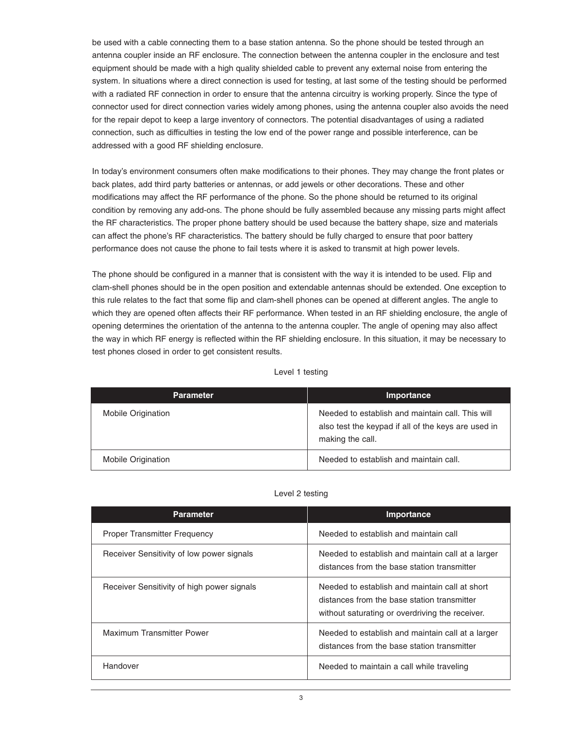be used with a cable connecting them to a base station antenna. So the phone should be tested through an antenna coupler inside an RF enclosure. The connection between the antenna coupler in the enclosure and test equipment should be made with a high quality shielded cable to prevent any external noise from entering the system. In situations where a direct connection is used for testing, at last some of the testing should be performed with a radiated RF connection in order to ensure that the antenna circuitry is working properly. Since the type of connector used for direct connection varies widely among phones, using the antenna coupler also avoids the need for the repair depot to keep a large inventory of connectors. The potential disadvantages of using a radiated connection, such as difficulties in testing the low end of the power range and possible interference, can be addressed with a good RF shielding enclosure.

In today's environment consumers often make modifications to their phones. They may change the front plates or back plates, add third party batteries or antennas, or add jewels or other decorations. These and other modifications may affect the RF performance of the phone. So the phone should be returned to its original condition by removing any add-ons. The phone should be fully assembled because any missing parts might affect the RF characteristics. The proper phone battery should be used because the battery shape, size and materials can affect the phone's RF characteristics. The battery should be fully charged to ensure that poor battery performance does not cause the phone to fail tests where it is asked to transmit at high power levels.

The phone should be configured in a manner that is consistent with the way it is intended to be used. Flip and clam-shell phones should be in the open position and extendable antennas should be extended. One exception to this rule relates to the fact that some flip and clam-shell phones can be opened at different angles. The angle to which they are opened often affects their RF performance. When tested in an RF shielding enclosure, the angle of opening determines the orientation of the antenna to the antenna coupler. The angle of opening may also affect the way in which RF energy is reflected within the RF shielding enclosure. In this situation, it may be necessary to test phones closed in order to get consistent results.

Level 1 testing

| Parameter | Importance |
|---|---|
| Mobile Origination | Needed to establish and maintain call. This will also test the keypad if all of the keys are used in making the call. |
| Mobile Origination | Needed to establish and maintain call. |

Level 2 testing

| Parameter | Importance |
|---|---|
| Proper Transmitter Frequency | Needed to establish and maintain call |
| Receiver Sensitivity of low power signals | Needed to establish and maintain call at a larger distances from the base station transmitter |
| Receiver Sensitivity of high power signals | Needed to establish and maintain call at short distances from the base station transmitter without saturating or overdriving the receiver. |
| Maximum Transmitter Power | Needed to establish and maintain call at a larger distances from the base station transmitter |
| Handover | Needed to maintain a call while traveling |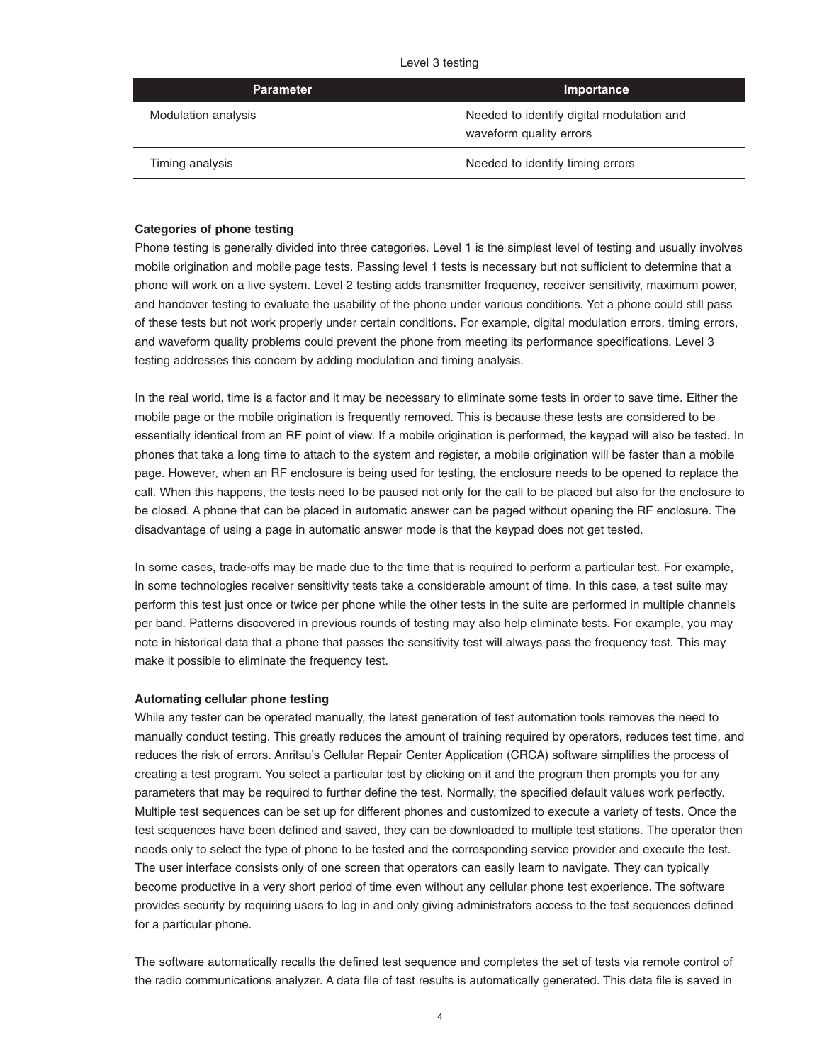Level 3 testing

| Parameter | Importance |
| --- | --- |
| Modulation analysis | Needed to identify digital modulation and waveform quality errors |
| Timing analysis | Needed to identify timing errors |

**Categories of phone testing**

Phone testing is generally divided into three categories. Level 1 is the simplest level of testing and usually involves mobile origination and mobile page tests. Passing level 1 tests is necessary but not sufficient to determine that a phone will work on a live system. Level 2 testing adds transmitter frequency, receiver sensitivity, maximum power, and handover testing to evaluate the usability of the phone under various conditions. Yet a phone could still pass of these tests but not work properly under certain conditions. For example, digital modulation errors, timing errors, and waveform quality problems could prevent the phone from meeting its performance specifications. Level 3 testing addresses this concern by adding modulation and timing analysis.

In the real world, time is a factor and it may be necessary to eliminate some tests in order to save time. Either the mobile page or the mobile origination is frequently removed. This is because these tests are considered to be essentially identical from an RF point of view. If a mobile origination is performed, the keypad will also be tested. In phones that take a long time to attach to the system and register, a mobile origination will be faster than a mobile page. However, when an RF enclosure is being used for testing, the enclosure needs to be opened to replace the call. When this happens, the tests need to be paused not only for the call to be placed but also for the enclosure to be closed. A phone that can be placed in automatic answer can be paged without opening the RF enclosure. The disadvantage of using a page in automatic answer mode is that the keypad does not get tested.

In some cases, trade-offs may be made due to the time that is required to perform a particular test. For example, in some technologies receiver sensitivity tests take a considerable amount of time. In this case, a test suite may perform this test just once or twice per phone while the other tests in the suite are performed in multiple channels per band. Patterns discovered in previous rounds of testing may also help eliminate tests. For example, you may note in historical data that a phone that passes the sensitivity test will always pass the frequency test. This may make it possible to eliminate the frequency test.

**Automating cellular phone testing**

While any tester can be operated manually, the latest generation of test automation tools removes the need to manually conduct testing. This greatly reduces the amount of training required by operators, reduces test time, and reduces the risk of errors. Anritsu's Cellular Repair Center Application (CRCA) software simplifies the process of creating a test program. You select a particular test by clicking on it and the program then prompts you for any parameters that may be required to further define the test. Normally, the specified default values work perfectly. Multiple test sequences can be set up for different phones and customized to execute a variety of tests. Once the test sequences have been defined and saved, they can be downloaded to multiple test stations. The operator then needs only to select the type of phone to be tested and the corresponding service provider and execute the test. The user interface consists only of one screen that operators can easily learn to navigate. They can typically become productive in a very short period of time even without any cellular phone test experience. The software provides security by requiring users to log in and only giving administrators access to the test sequences defined for a particular phone.

The software automatically recalls the defined test sequence and completes the set of tests via remote control of the radio communications analyzer. A data file of test results is automatically generated. This data file is saved in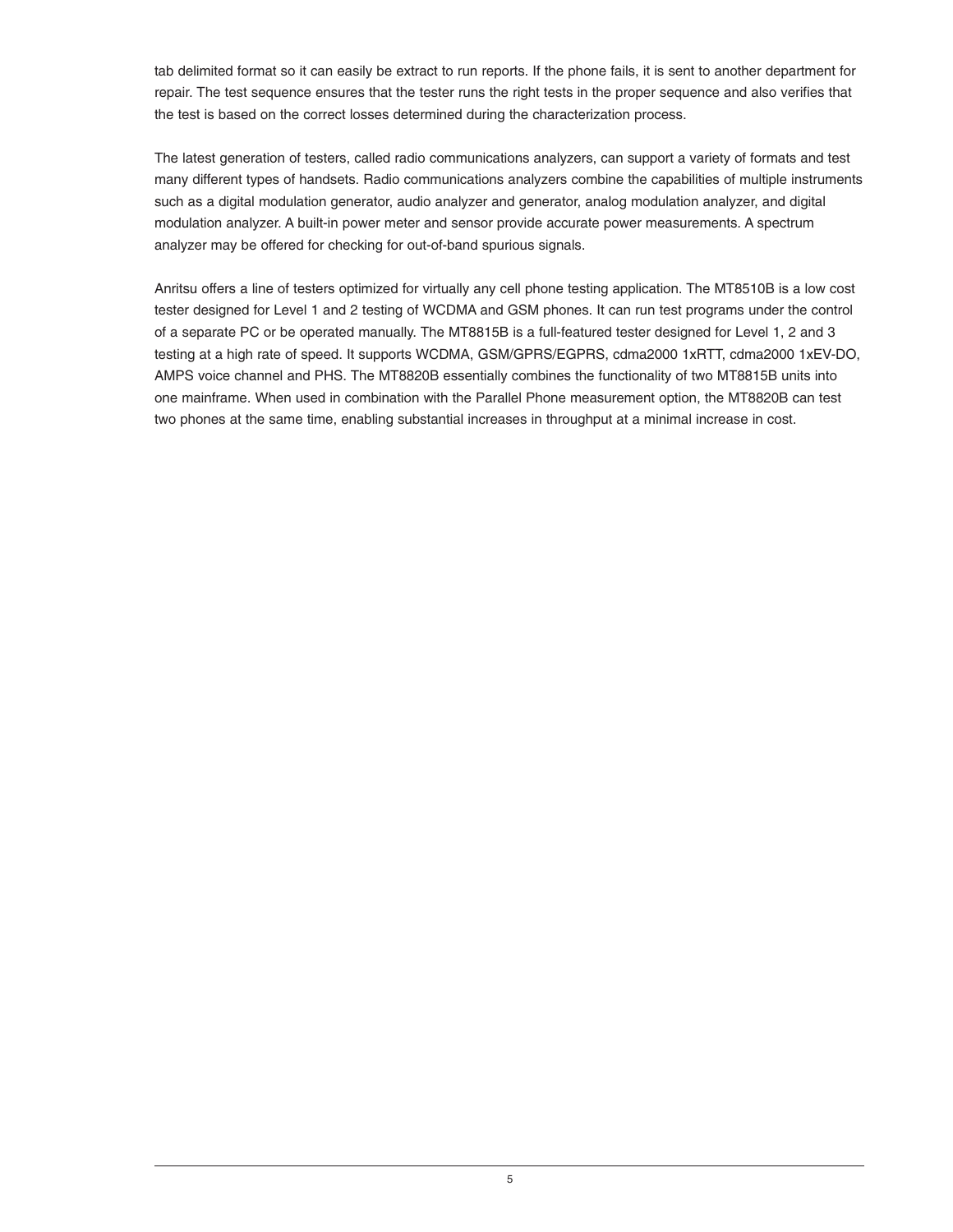tab delimited format so it can easily be extract to run reports. If the phone fails, it is sent to another department for repair. The test sequence ensures that the tester runs the right tests in the proper sequence and also verifies that the test is based on the correct losses determined during the characterization process.

The latest generation of testers, called radio communications analyzers, can support a variety of formats and test many different types of handsets. Radio communications analyzers combine the capabilities of multiple instruments such as a digital modulation generator, audio analyzer and generator, analog modulation analyzer, and digital modulation analyzer. A built-in power meter and sensor provide accurate power measurements. A spectrum analyzer may be offered for checking for out-of-band spurious signals.

Anritsu offers a line of testers optimized for virtually any cell phone testing application. The MT8510B is a low cost tester designed for Level 1 and 2 testing of WCDMA and GSM phones. It can run test programs under the control of a separate PC or be operated manually. The MT8815B is a full-featured tester designed for Level 1, 2 and 3 testing at a high rate of speed. It supports WCDMA, GSM/GPRS/EGPRS, cdma2000 1xRTT, cdma2000 1xEV-DO, AMPS voice channel and PHS. The MT8820B essentially combines the functionality of two MT8815B units into one mainframe. When used in combination with the Parallel Phone measurement option, the MT8820B can test two phones at the same time, enabling substantial increases in throughput at a minimal increase in cost.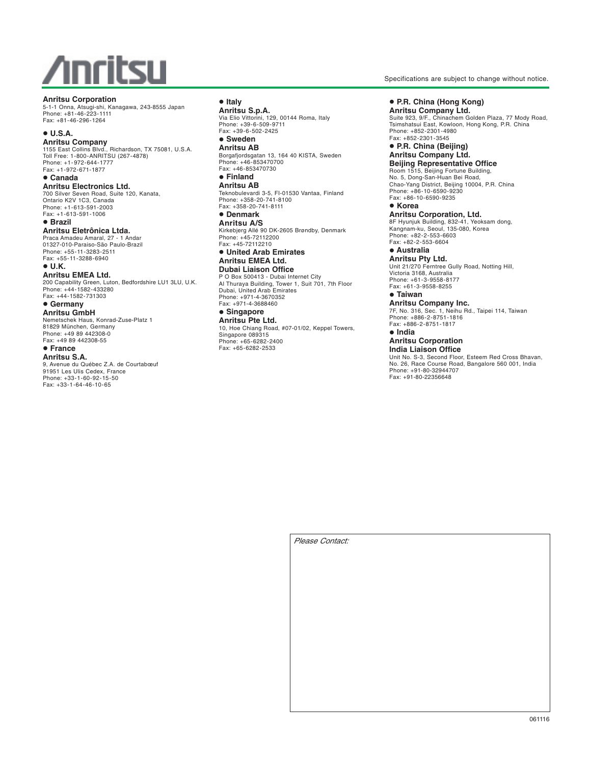Specifications are subject to change without notice.

**Anritsu Corporation**
5-1-1 Onna, Atsugi-shi, Kanagawa, 243-8555 Japan
Phone: +81-46-223-1111
Fax: +81-46-296-1264

**• U.S.A.**
**Anritsu Company**
1155 East Collins Blvd., Richardson, TX 75081, U.S.A.
Toll Free: 1-800-ANRITSU (267-4878)
Phone: +1-972-644-1777
Fax: +1-972-671-1877

**• Canada**
**Anritsu Electronics Ltd.**
700 Silver Seven Road, Suite 120, Kanata,
Ontario K2V 1C3, Canada
Phone: +1-613-591-2003
Fax: +1-613-591-1006

**• Brazil**
**Anritsu Eletrônica Ltda.**
Praca Amadeu Amaral, 27 - 1 Andar
01327-010-Paraiso-São Paulo-Brazil
Phone: +55-11-3283-2511
Fax: +55-11-3288-6940

**• U.K.**
**Anritsu EMEA Ltd.**
200 Capability Green, Luton, Bedfordshire LU1 3LU, U.K.
Phone: +44-1582-433280
Fax: +44-1582-731303

**• Germany**
**Anritsu GmbH**
Nemetschek Haus, Konrad-Zuse-Platz 1
81829 München, Germany
Phone: +49 89 442308-0
Fax: +49 89 442308-55

**• France**
**Anritsu S.A.**
9, Avenue du Québec Z.A. de Courtabœuf
91951 Les Ulis Cedex, France
Phone: +33-1-60-92-15-50
Fax: +33-1-64-46-10-65

**• Italy**
**Anritsu S.p.A.**
Via Elio Vittorini, 129, 00144 Roma, Italy
Phone: +39-6-509-9711
Fax: +39-6-502-2425

**• Sweden**
**Anritsu AB**
Borgafjordsgatan 13, 164 40 KISTA, Sweden
Phone: +46-853470700
Fax: +46-853470730

**• Finland**
**Anritsu AB**
Teknobulevardi 3-5, FI-01530 Vantaa, Finland
Phone: +358-20-741-8100
Fax: +358-20-741-8111

**• Denmark**
**Anritsu A/S**
Kirkebjerg Allé 90 DK-2605 Brøndby, Denmark
Phone: +45-72112200
Fax: +45-72112210

**• United Arab Emirates**
**Anritsu EMEA Ltd.**
**Dubai Liaison Office**
P O Box 500413 - Dubai Internet City
Al Thuraya Building, Tower 1, Suit 701, 7th Floor
Dubai, United Arab Emirates
Phone: +971-4-3670352
Fax: +971-4-3688460

**• Singapore**
**Anritsu Pte Ltd.**
10, Hoe Chiang Road, #07-01/02, Keppel Towers,
Singapore 089315
Phone: +65-6282-2400
Fax: +65-6282-2533

**• P.R. China (Hong Kong)**
**Anritsu Company Ltd.**
Suite 923, 9/F., Chinachem Golden Plaza, 77 Mody Road,
Tsimshatsui East, Kowloon, Hong Kong, P.R. China
Phone: +852-2301-4980
Fax: +852-2301-3545

**• P.R. China (Beijing)**
**Anritsu Company Ltd.**
**Beijing Representative Office**
Room 1515, Beijing Fortune Building,
No. 5, Dong-San-Huan Bei Road,
Chao-Yang District, Beijing 10004, P.R. China
Phone: +86-10-6590-9230
Fax: +86-10-6590-9235

**• Korea**
**Anritsu Corporation, Ltd.**
8F Hyunjuk Building, 832-41, Yeoksam dong,
Kangnam-ku, Seoul, 135-080, Korea
Phone: +82-2-553-6603
Fax: +82-2-553-6604

**• Australia**
**Anritsu Pty Ltd.**
Unit 21/270 Ferntree Gully Road, Notting Hill,
Victoria 3168, Australia
Phone: +61-3-9558-8177
Fax: +61-3-9558-8255

**• Taiwan**
**Anritsu Company Inc.**
7F, No. 316, Sec. 1, Neihu Rd., Taipei 114, Taiwan
Phone: +886-2-8751-1816
Fax: +886-2-8751-1817

**• India**
**Anritsu Corporation**
**India Liaison Office**
Unit No. S-3, Second Floor, Esteem Red Cross Bhavan,
No. 26, Race Course Road, Bangalore 560 001, India
Phone: +91-80-32944707
Fax: +91-80-22356648

*Please Contact:*

061116